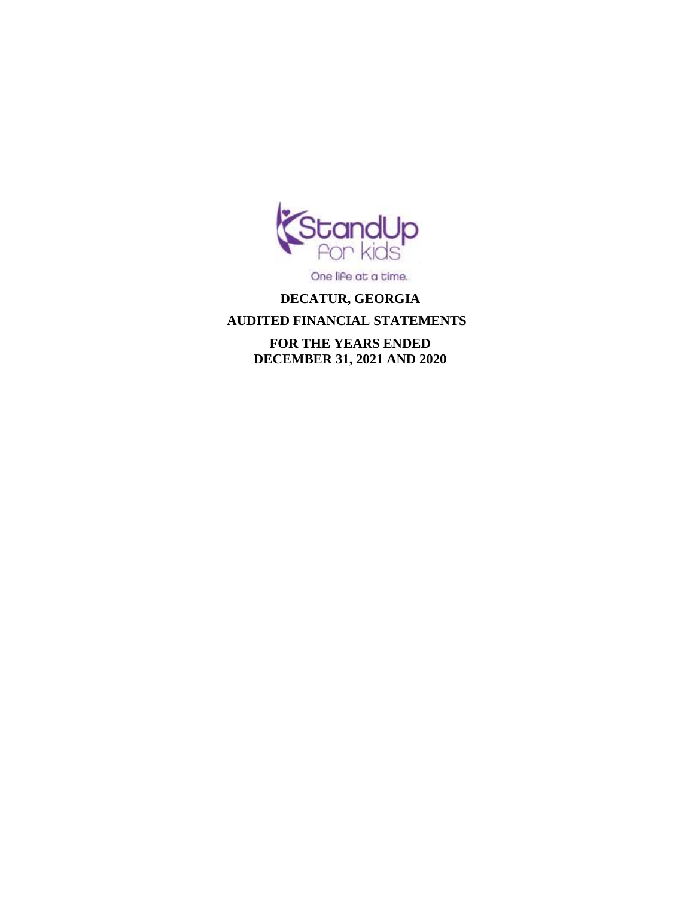StandUp for kids

One life at a time.

# DECATUR, GEORGIA

# AUDITED FINANCIAL STATEMENTS

## FOR THE YEARS ENDED DECEMBER 31, 2021 AND 2020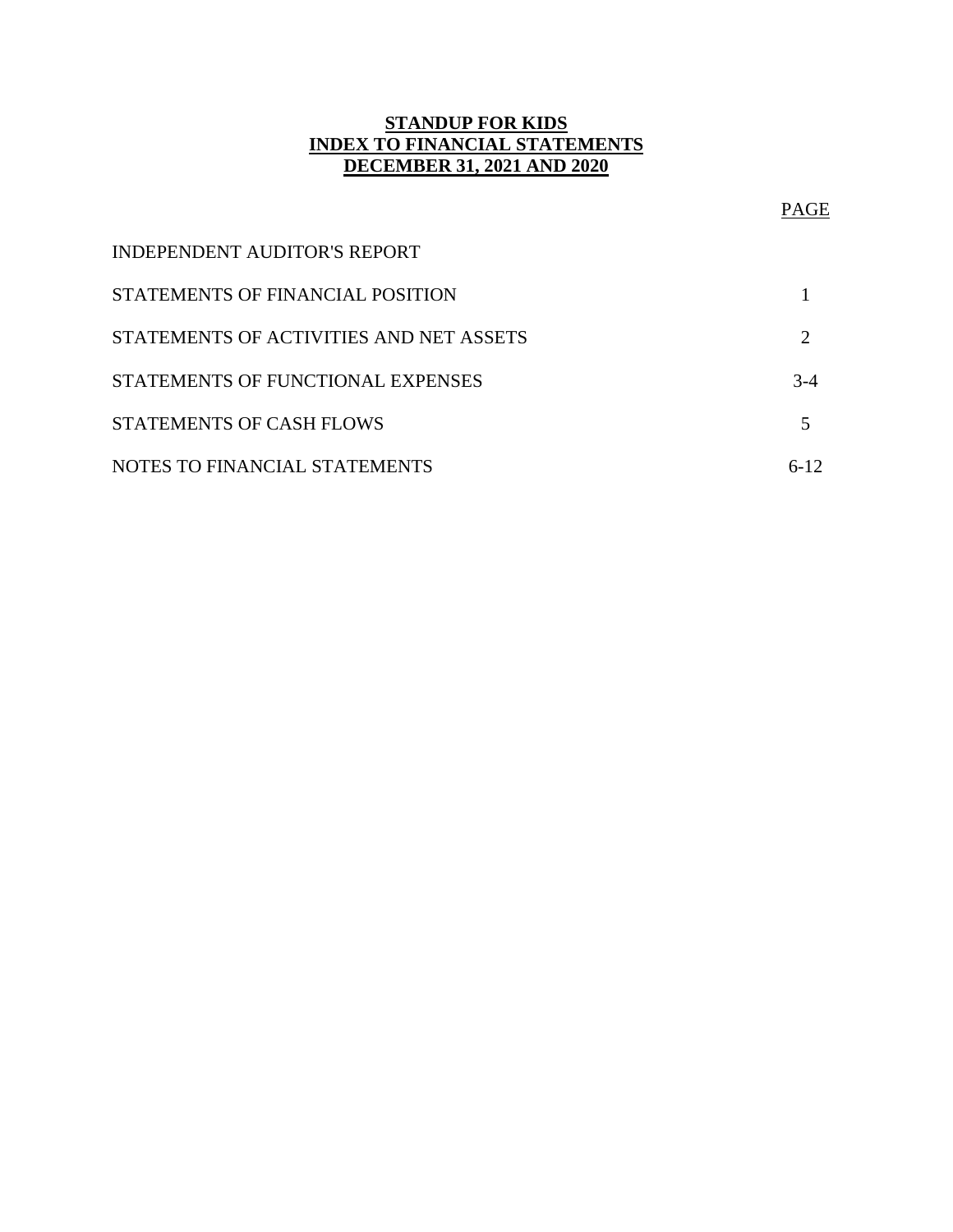**STANDUP FOR KIDS**
**INDEX TO FINANCIAL STATEMENTS**
**DECEMBER 31, 2021 AND 2020**

| | PAGE |
|---|---|
| INDEPENDENT AUDITOR'S REPORT | |
| STATEMENTS OF FINANCIAL POSITION | 1 |
| STATEMENTS OF ACTIVITIES AND NET ASSETS | 2 |
| STATEMENTS OF FUNCTIONAL EXPENSES | 3-4 |
| STATEMENTS OF CASH FLOWS | 5 |
| NOTES TO FINANCIAL STATEMENTS | 6-12 |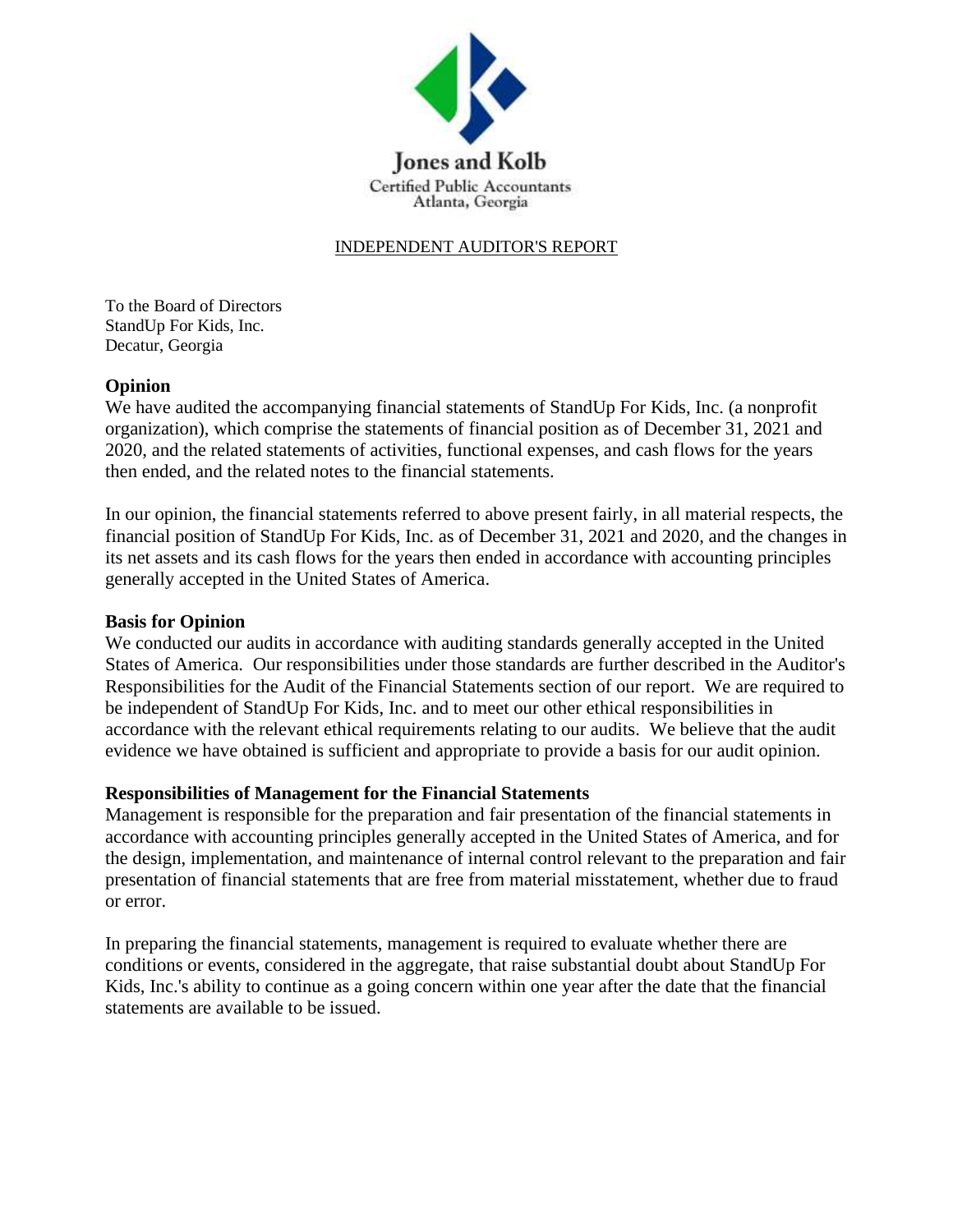Jones and Kolb

Certified Public Accountants

Atlanta, Georgia

INDEPENDENT AUDITOR'S REPORT

To the Board of Directors
StandUp For Kids, Inc.
Decatur, Georgia

**Opinion**

We have audited the accompanying financial statements of StandUp For Kids, Inc. (a nonprofit organization), which comprise the statements of financial position as of December 31, 2021 and 2020, and the related statements of activities, functional expenses, and cash flows for the years then ended, and the related notes to the financial statements.

In our opinion, the financial statements referred to above present fairly, in all material respects, the financial position of StandUp For Kids, Inc. as of December 31, 2021 and 2020, and the changes in its net assets and its cash flows for the years then ended in accordance with accounting principles generally accepted in the United States of America.

**Basis for Opinion**

We conducted our audits in accordance with auditing standards generally accepted in the United States of America. Our responsibilities under those standards are further described in the Auditor's Responsibilities for the Audit of the Financial Statements section of our report. We are required to be independent of StandUp For Kids, Inc. and to meet our other ethical responsibilities in accordance with the relevant ethical requirements relating to our audits. We believe that the audit evidence we have obtained is sufficient and appropriate to provide a basis for our audit opinion.

**Responsibilities of Management for the Financial Statements**

Management is responsible for the preparation and fair presentation of the financial statements in accordance with accounting principles generally accepted in the United States of America, and for the design, implementation, and maintenance of internal control relevant to the preparation and fair presentation of financial statements that are free from material misstatement, whether due to fraud or error.

In preparing the financial statements, management is required to evaluate whether there are conditions or events, considered in the aggregate, that raise substantial doubt about StandUp For Kids, Inc.'s ability to continue as a going concern within one year after the date that the financial statements are available to be issued.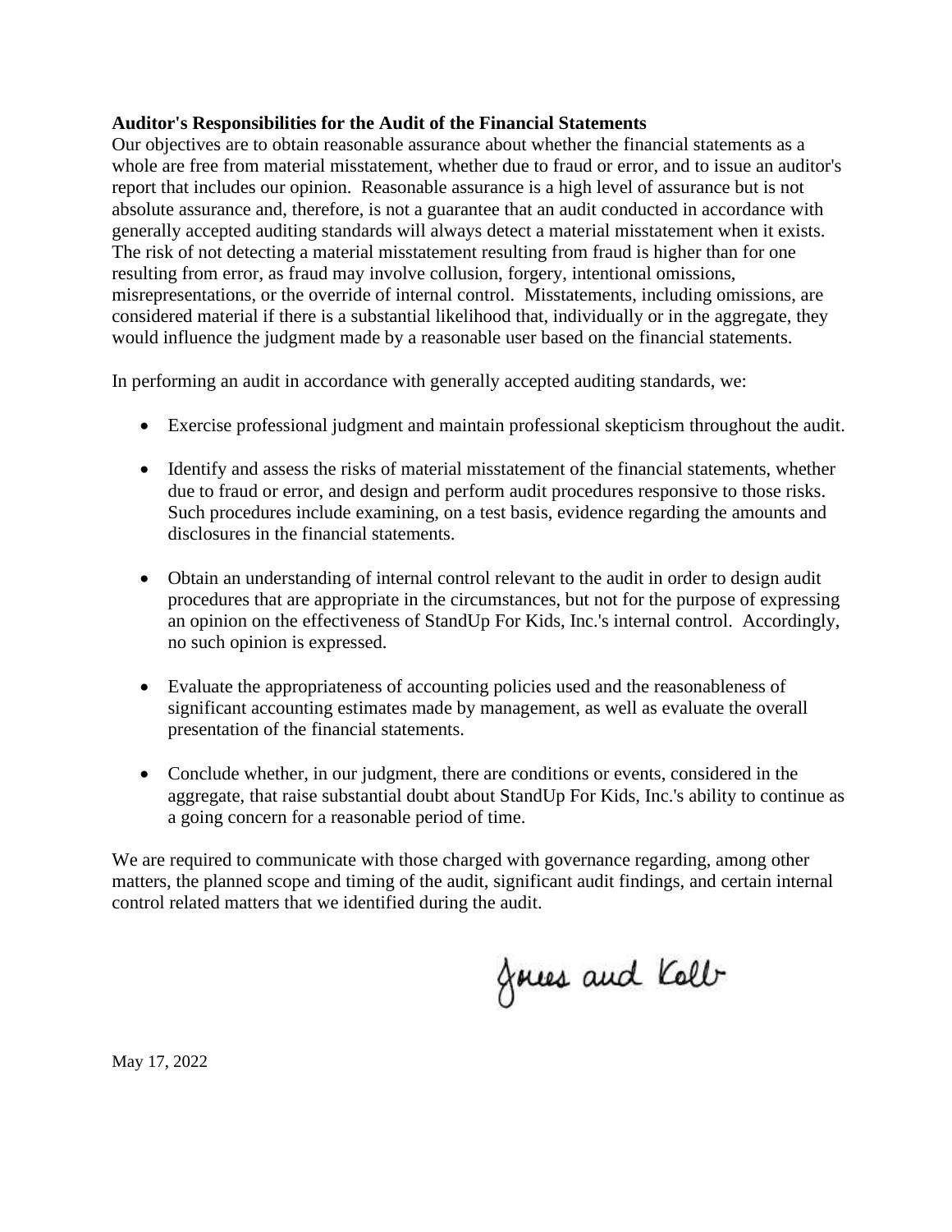**Auditor's Responsibilities for the Audit of the Financial Statements**

Our objectives are to obtain reasonable assurance about whether the financial statements as a whole are free from material misstatement, whether due to fraud or error, and to issue an auditor's report that includes our opinion. Reasonable assurance is a high level of assurance but is not absolute assurance and, therefore, is not a guarantee that an audit conducted in accordance with generally accepted auditing standards will always detect a material misstatement when it exists. The risk of not detecting a material misstatement resulting from fraud is higher than for one resulting from error, as fraud may involve collusion, forgery, intentional omissions, misrepresentations, or the override of internal control. Misstatements, including omissions, are considered material if there is a substantial likelihood that, individually or in the aggregate, they would influence the judgment made by a reasonable user based on the financial statements.

In performing an audit in accordance with generally accepted auditing standards, we:

- Exercise professional judgment and maintain professional skepticism throughout the audit.
- Identify and assess the risks of material misstatement of the financial statements, whether due to fraud or error, and design and perform audit procedures responsive to those risks. Such procedures include examining, on a test basis, evidence regarding the amounts and disclosures in the financial statements.
- Obtain an understanding of internal control relevant to the audit in order to design audit procedures that are appropriate in the circumstances, but not for the purpose of expressing an opinion on the effectiveness of StandUp For Kids, Inc.'s internal control. Accordingly, no such opinion is expressed.
- Evaluate the appropriateness of accounting policies used and the reasonableness of significant accounting estimates made by management, as well as evaluate the overall presentation of the financial statements.
- Conclude whether, in our judgment, there are conditions or events, considered in the aggregate, that raise substantial doubt about StandUp For Kids, Inc.'s ability to continue as a going concern for a reasonable period of time.

We are required to communicate with those charged with governance regarding, among other matters, the planned scope and timing of the audit, significant audit findings, and certain internal control related matters that we identified during the audit.

Jones and Kolb

May 17, 2022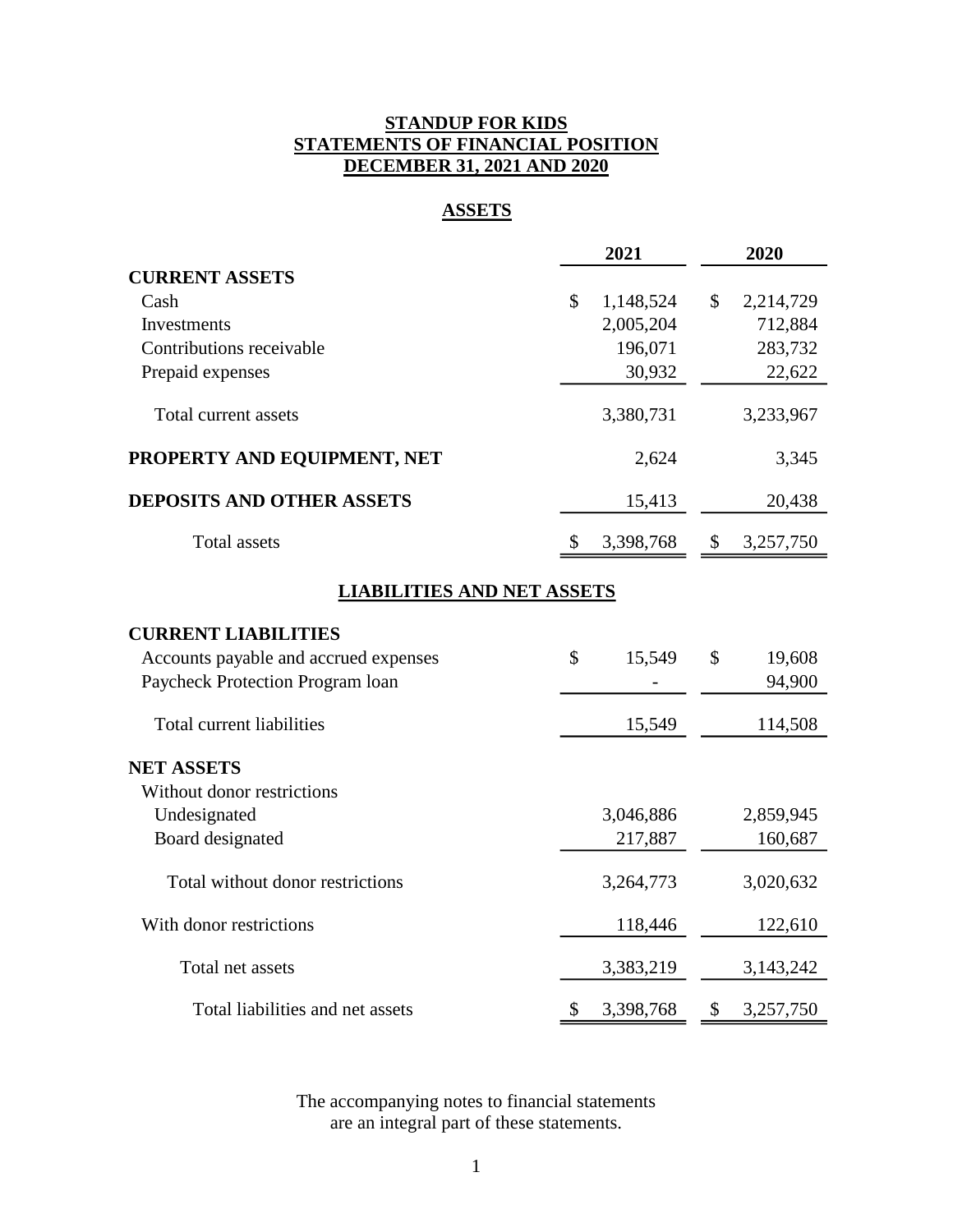# STANDUP FOR KIDS
## STATEMENTS OF FINANCIAL POSITION
## DECEMBER 31, 2021 AND 2020

### ASSETS

| | 2021 | 2020 |
|---|---|---|
| **CURRENT ASSETS** | | |
| Cash | $ 1,148,524 | $ 2,214,729 |
| Investments | 2,005,204 | 712,884 |
| Contributions receivable | 196,071 | 283,732 |
| Prepaid expenses | 30,932 | 22,622 |
| Total current assets | 3,380,731 | 3,233,967 |
| **PROPERTY AND EQUIPMENT, NET** | 2,624 | 3,345 |
| **DEPOSITS AND OTHER ASSETS** | 15,413 | 20,438 |
| Total assets | $ 3,398,768 | $ 3,257,750 |

### LIABILITIES AND NET ASSETS

| | 2021 | 2020 |
|---|---|---|
| **CURRENT LIABILITIES** | | |
| Accounts payable and accrued expenses | $ 15,549 | $ 19,608 |
| Paycheck Protection Program loan | - | 94,900 |
| Total current liabilities | 15,549 | 114,508 |
| **NET ASSETS** | | |
| Without donor restrictions | | |
| Undesignated | 3,046,886 | 2,859,945 |
| Board designated | 217,887 | 160,687 |
| Total without donor restrictions | 3,264,773 | 3,020,632 |
| With donor restrictions | 118,446 | 122,610 |
| Total net assets | 3,383,219 | 3,143,242 |
| Total liabilities and net assets | $ 3,398,768 | $ 3,257,750 |

The accompanying notes to financial statements are an integral part of these statements.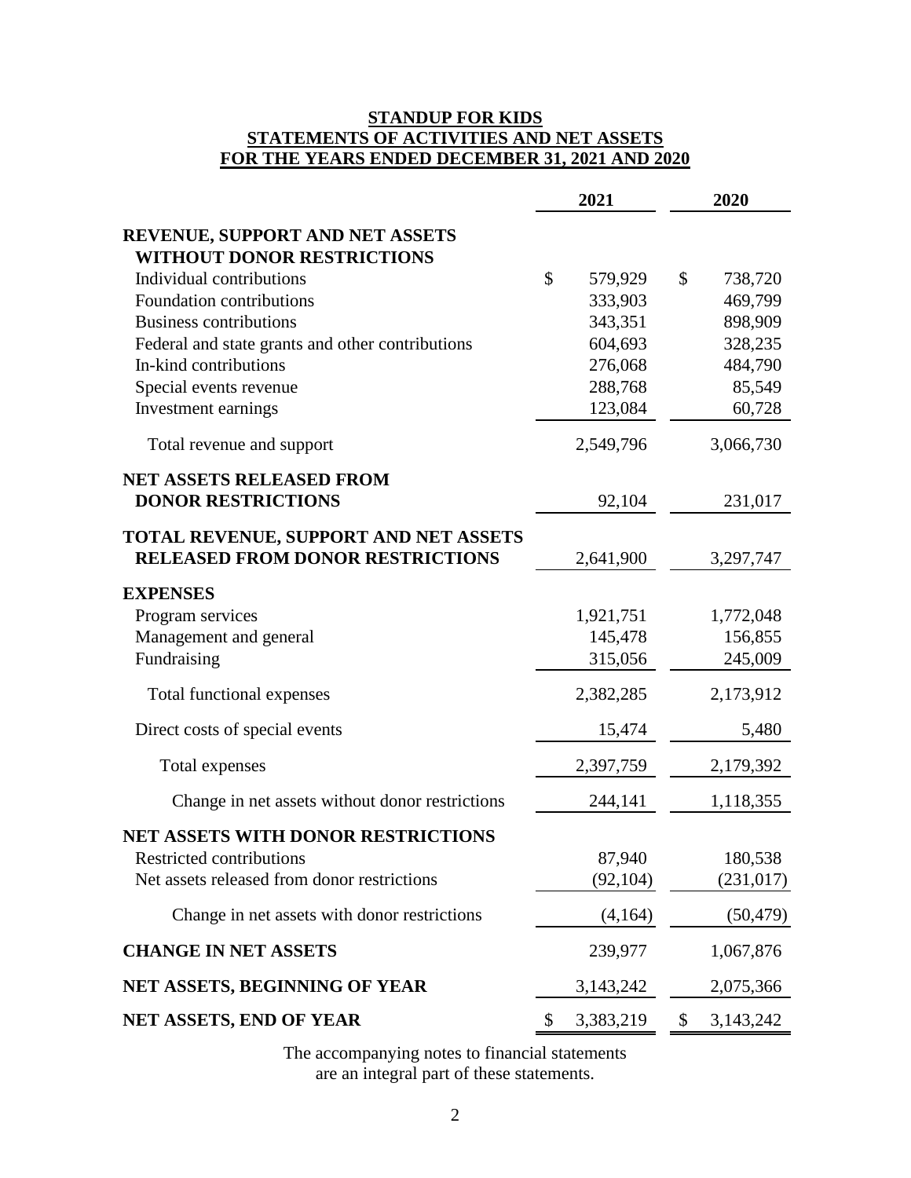# STANDUP FOR KIDS
## STATEMENTS OF ACTIVITIES AND NET ASSETS
## FOR THE YEARS ENDED DECEMBER 31, 2021 AND 2020

| | 2021 | 2020 |
|---|---|---|
| **REVENUE, SUPPORT AND NET ASSETS WITHOUT DONOR RESTRICTIONS** | | |
| Individual contributions | $ 579,929 | $ 738,720 |
| Foundation contributions | 333,903 | 469,799 |
| Business contributions | 343,351 | 898,909 |
| Federal and state grants and other contributions | 604,693 | 328,235 |
| In-kind contributions | 276,068 | 484,790 |
| Special events revenue | 288,768 | 85,549 |
| Investment earnings | 123,084 | 60,728 |
| Total revenue and support | 2,549,796 | 3,066,730 |
| **NET ASSETS RELEASED FROM DONOR RESTRICTIONS** | 92,104 | 231,017 |
| **TOTAL REVENUE, SUPPORT AND NET ASSETS RELEASED FROM DONOR RESTRICTIONS** | 2,641,900 | 3,297,747 |
| **EXPENSES** | | |
| Program services | 1,921,751 | 1,772,048 |
| Management and general | 145,478 | 156,855 |
| Fundraising | 315,056 | 245,009 |
| Total functional expenses | 2,382,285 | 2,173,912 |
| Direct costs of special events | 15,474 | 5,480 |
| Total expenses | 2,397,759 | 2,179,392 |
| Change in net assets without donor restrictions | 244,141 | 1,118,355 |
| **NET ASSETS WITH DONOR RESTRICTIONS** | | |
| Restricted contributions | 87,940 | 180,538 |
| Net assets released from donor restrictions | (92,104) | (231,017) |
| Change in net assets with donor restrictions | (4,164) | (50,479) |
| **CHANGE IN NET ASSETS** | 239,977 | 1,067,876 |
| **NET ASSETS, BEGINNING OF YEAR** | 3,143,242 | 2,075,366 |
| **NET ASSETS, END OF YEAR** | $ 3,383,219 | $ 3,143,242 |

The accompanying notes to financial statements are an integral part of these statements.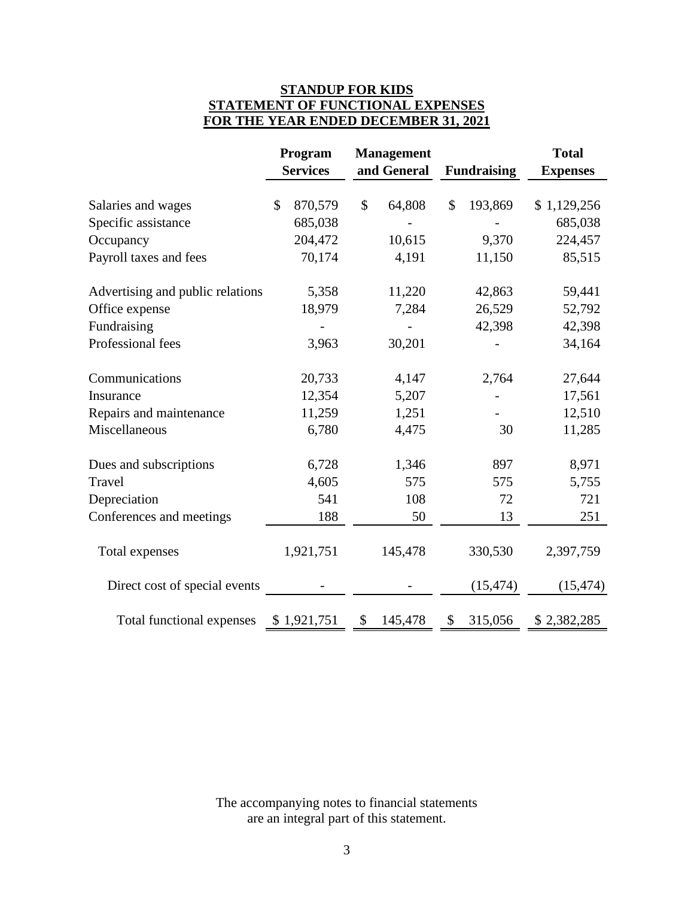**STANDUP FOR KIDS**
**STATEMENT OF FUNCTIONAL EXPENSES**
**FOR THE YEAR ENDED DECEMBER 31, 2021**

| | Program Services | Management and General | Fundraising | Total Expenses |
|---|---|---|---|---|
| Salaries and wages | $ 870,579 | $ 64,808 | $ 193,869 | $ 1,129,256 |
| Specific assistance | 685,038 | - | - | 685,038 |
| Occupancy | 204,472 | 10,615 | 9,370 | 224,457 |
| Payroll taxes and fees | 70,174 | 4,191 | 11,150 | 85,515 |
| Advertising and public relations | 5,358 | 11,220 | 42,863 | 59,441 |
| Office expense | 18,979 | 7,284 | 26,529 | 52,792 |
| Fundraising | - | - | 42,398 | 42,398 |
| Professional fees | 3,963 | 30,201 | - | 34,164 |
| Communications | 20,733 | 4,147 | 2,764 | 27,644 |
| Insurance | 12,354 | 5,207 | - | 17,561 |
| Repairs and maintenance | 11,259 | 1,251 | - | 12,510 |
| Miscellaneous | 6,780 | 4,475 | 30 | 11,285 |
| Dues and subscriptions | 6,728 | 1,346 | 897 | 8,971 |
| Travel | 4,605 | 575 | 575 | 5,755 |
| Depreciation | 541 | 108 | 72 | 721 |
| Conferences and meetings | 188 | 50 | 13 | 251 |
| Total expenses | 1,921,751 | 145,478 | 330,530 | 2,397,759 |
| Direct cost of special events | - | - | (15,474) | (15,474) |
| Total functional expenses | $ 1,921,751 | $ 145,478 | $ 315,056 | $ 2,382,285 |

The accompanying notes to financial statements are an integral part of this statement.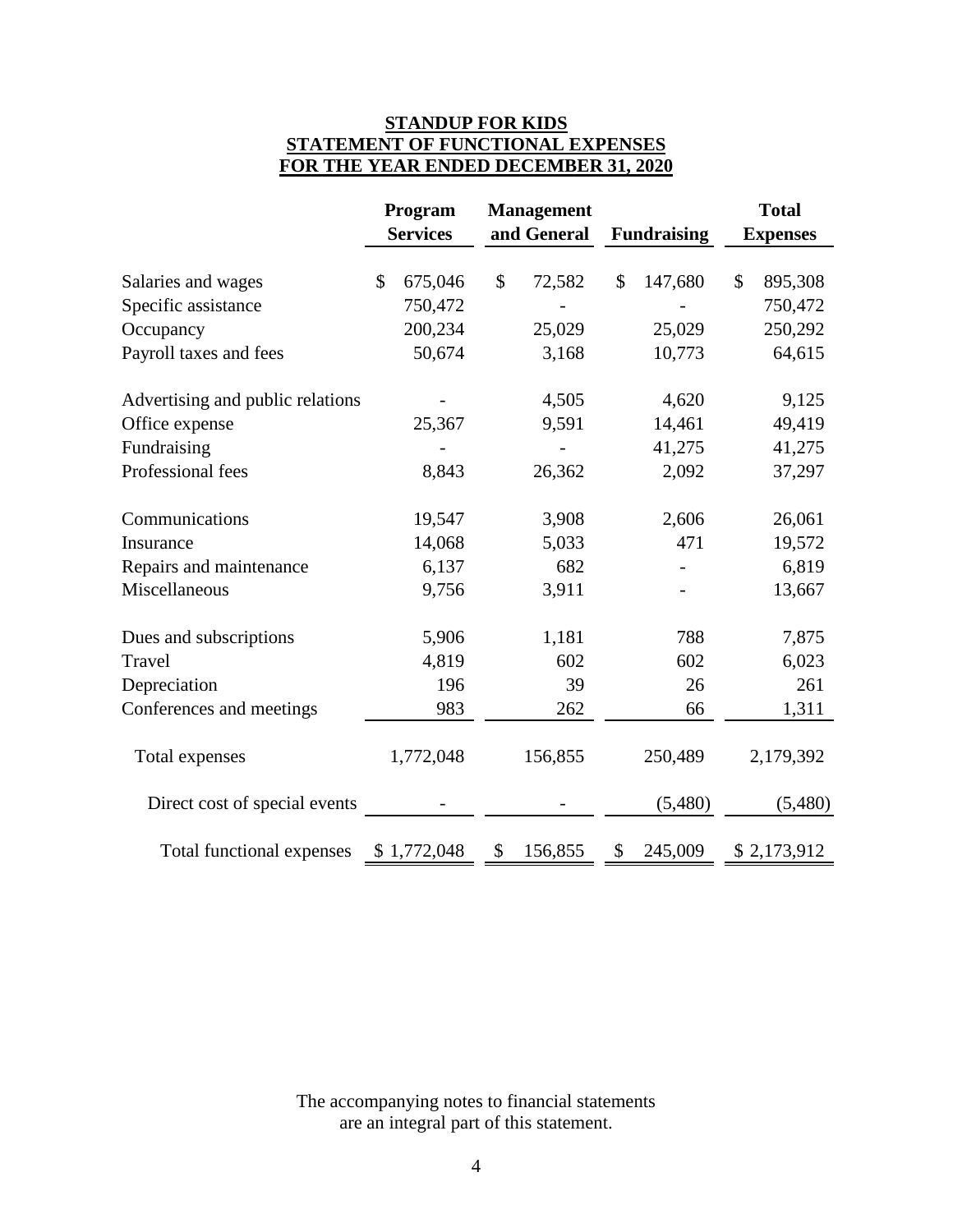# STANDUP FOR KIDS
## STATEMENT OF FUNCTIONAL EXPENSES
## FOR THE YEAR ENDED DECEMBER 31, 2020

| | Program Services | Management and General | Fundraising | Total Expenses |
|---|---|---|---|---|
| Salaries and wages | $ 675,046 | $ 72,582 | $ 147,680 | $ 895,308 |
| Specific assistance | 750,472 | - | - | 750,472 |
| Occupancy | 200,234 | 25,029 | 25,029 | 250,292 |
| Payroll taxes and fees | 50,674 | 3,168 | 10,773 | 64,615 |
| Advertising and public relations | - | 4,505 | 4,620 | 9,125 |
| Office expense | 25,367 | 9,591 | 14,461 | 49,419 |
| Fundraising | - | - | 41,275 | 41,275 |
| Professional fees | 8,843 | 26,362 | 2,092 | 37,297 |
| Communications | 19,547 | 3,908 | 2,606 | 26,061 |
| Insurance | 14,068 | 5,033 | 471 | 19,572 |
| Repairs and maintenance | 6,137 | 682 | - | 6,819 |
| Miscellaneous | 9,756 | 3,911 | - | 13,667 |
| Dues and subscriptions | 5,906 | 1,181 | 788 | 7,875 |
| Travel | 4,819 | 602 | 602 | 6,023 |
| Depreciation | 196 | 39 | 26 | 261 |
| Conferences and meetings | 983 | 262 | 66 | 1,311 |
| Total expenses | 1,772,048 | 156,855 | 250,489 | 2,179,392 |
| Direct cost of special events | - | - | (5,480) | (5,480) |
| Total functional expenses | $ 1,772,048 | $ 156,855 | $ 245,009 | $ 2,173,912 |

The accompanying notes to financial statements are an integral part of this statement.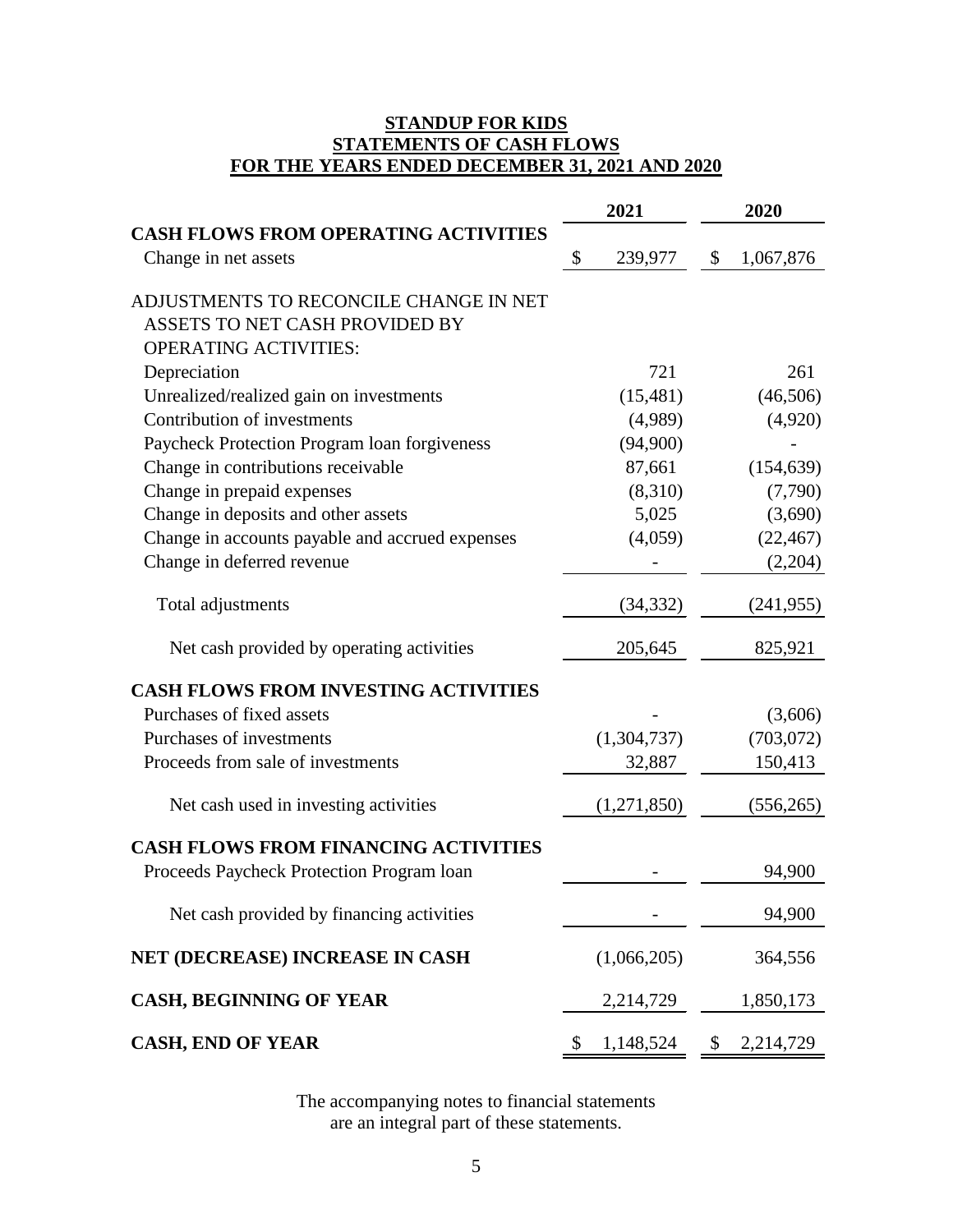**STANDUP FOR KIDS**
**STATEMENTS OF CASH FLOWS**
**FOR THE YEARS ENDED DECEMBER 31, 2021 AND 2020**

| | 2021 | 2020 |
|---|---|---|
| **CASH FLOWS FROM OPERATING ACTIVITIES** | | |
| Change in net assets | $ 239,977 | $ 1,067,876 |
| ADJUSTMENTS TO RECONCILE CHANGE IN NET ASSETS TO NET CASH PROVIDED BY OPERATING ACTIVITIES: | | |
| Depreciation | 721 | 261 |
| Unrealized/realized gain on investments | (15,481) | (46,506) |
| Contribution of investments | (4,989) | (4,920) |
| Paycheck Protection Program loan forgiveness | (94,900) | - |
| Change in contributions receivable | 87,661 | (154,639) |
| Change in prepaid expenses | (8,310) | (7,790) |
| Change in deposits and other assets | 5,025 | (3,690) |
| Change in accounts payable and accrued expenses | (4,059) | (22,467) |
| Change in deferred revenue | - | (2,204) |
| Total adjustments | (34,332) | (241,955) |
| Net cash provided by operating activities | 205,645 | 825,921 |
| **CASH FLOWS FROM INVESTING ACTIVITIES** | | |
| Purchases of fixed assets | - | (3,606) |
| Purchases of investments | (1,304,737) | (703,072) |
| Proceeds from sale of investments | 32,887 | 150,413 |
| Net cash used in investing activities | (1,271,850) | (556,265) |
| **CASH FLOWS FROM FINANCING ACTIVITIES** | | |
| Proceeds Paycheck Protection Program loan | - | 94,900 |
| Net cash provided by financing activities | - | 94,900 |
| **NET (DECREASE) INCREASE IN CASH** | (1,066,205) | 364,556 |
| **CASH, BEGINNING OF YEAR** | 2,214,729 | 1,850,173 |
| **CASH, END OF YEAR** | $ 1,148,524 | $ 2,214,729 |

The accompanying notes to financial statements are an integral part of these statements.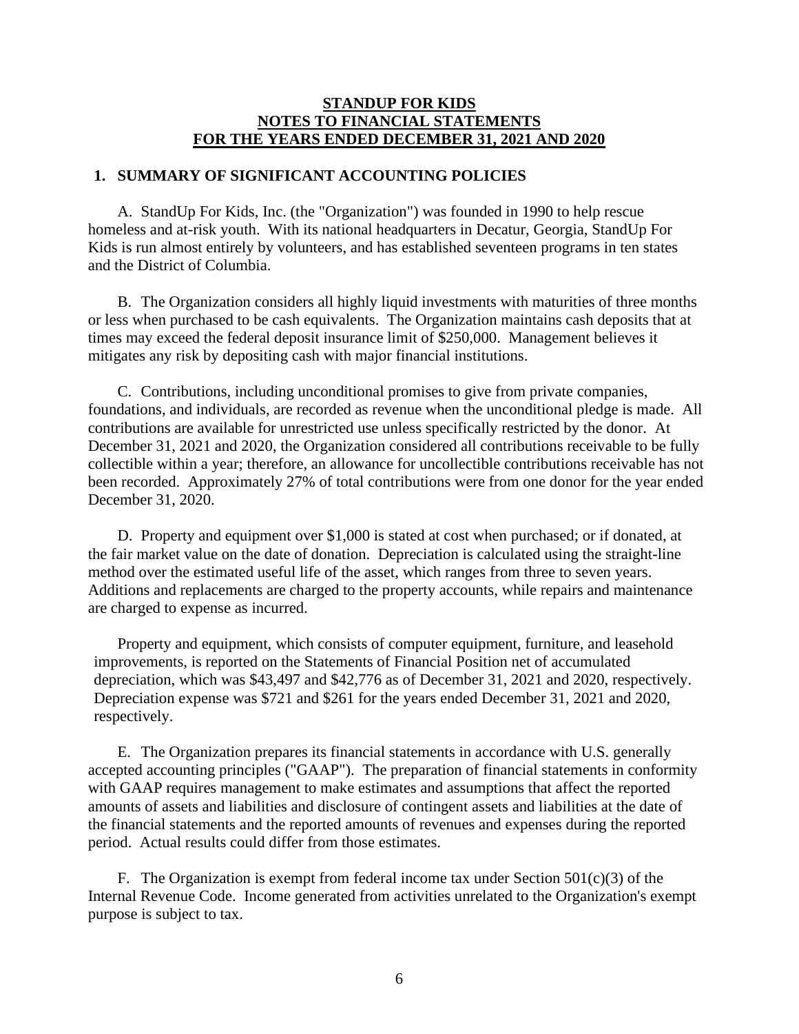**STANDUP FOR KIDS**
**NOTES TO FINANCIAL STATEMENTS**
**FOR THE YEARS ENDED DECEMBER 31, 2021 AND 2020**

## 1. SUMMARY OF SIGNIFICANT ACCOUNTING POLICIES

A. StandUp For Kids, Inc. (the "Organization") was founded in 1990 to help rescue homeless and at-risk youth. With its national headquarters in Decatur, Georgia, StandUp For Kids is run almost entirely by volunteers, and has established seventeen programs in ten states and the District of Columbia.

B. The Organization considers all highly liquid investments with maturities of three months or less when purchased to be cash equivalents. The Organization maintains cash deposits that at times may exceed the federal deposit insurance limit of $250,000. Management believes it mitigates any risk by depositing cash with major financial institutions.

C. Contributions, including unconditional promises to give from private companies, foundations, and individuals, are recorded as revenue when the unconditional pledge is made. All contributions are available for unrestricted use unless specifically restricted by the donor. At December 31, 2021 and 2020, the Organization considered all contributions receivable to be fully collectible within a year; therefore, an allowance for uncollectible contributions receivable has not been recorded. Approximately 27% of total contributions were from one donor for the year ended December 31, 2020.

D. Property and equipment over $1,000 is stated at cost when purchased; or if donated, at the fair market value on the date of donation. Depreciation is calculated using the straight-line method over the estimated useful life of the asset, which ranges from three to seven years. Additions and replacements are charged to the property accounts, while repairs and maintenance are charged to expense as incurred.

Property and equipment, which consists of computer equipment, furniture, and leasehold improvements, is reported on the Statements of Financial Position net of accumulated depreciation, which was $43,497 and $42,776 as of December 31, 2021 and 2020, respectively. Depreciation expense was $721 and $261 for the years ended December 31, 2021 and 2020, respectively.

E. The Organization prepares its financial statements in accordance with U.S. generally accepted accounting principles ("GAAP"). The preparation of financial statements in conformity with GAAP requires management to make estimates and assumptions that affect the reported amounts of assets and liabilities and disclosure of contingent assets and liabilities at the date of the financial statements and the reported amounts of revenues and expenses during the reported period. Actual results could differ from those estimates.

F. The Organization is exempt from federal income tax under Section 501(c)(3) of the Internal Revenue Code. Income generated from activities unrelated to the Organization's exempt purpose is subject to tax.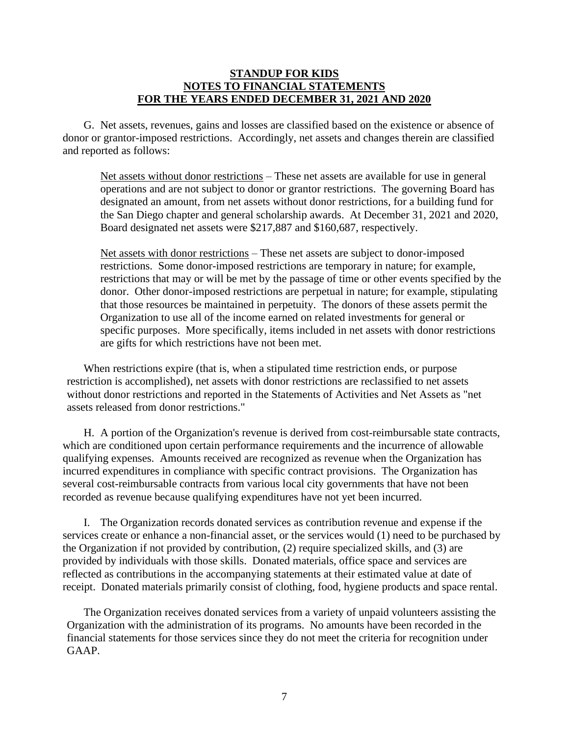**STANDUP FOR KIDS**
**NOTES TO FINANCIAL STATEMENTS**
**FOR THE YEARS ENDED DECEMBER 31, 2021 AND 2020**

G. Net assets, revenues, gains and losses are classified based on the existence or absence of donor or grantor-imposed restrictions. Accordingly, net assets and changes therein are classified and reported as follows:

> Net assets without donor restrictions – These net assets are available for use in general operations and are not subject to donor or grantor restrictions. The governing Board has designated an amount, from net assets without donor restrictions, for a building fund for the San Diego chapter and general scholarship awards. At December 31, 2021 and 2020, Board designated net assets were $217,887 and $160,687, respectively.
>
> Net assets with donor restrictions – These net assets are subject to donor-imposed restrictions. Some donor-imposed restrictions are temporary in nature; for example, restrictions that may or will be met by the passage of time or other events specified by the donor. Other donor-imposed restrictions are perpetual in nature; for example, stipulating that those resources be maintained in perpetuity. The donors of these assets permit the Organization to use all of the income earned on related investments for general or specific purposes. More specifically, items included in net assets with donor restrictions are gifts for which restrictions have not been met.

When restrictions expire (that is, when a stipulated time restriction ends, or purpose restriction is accomplished), net assets with donor restrictions are reclassified to net assets without donor restrictions and reported in the Statements of Activities and Net Assets as "net assets released from donor restrictions."

H. A portion of the Organization's revenue is derived from cost-reimbursable state contracts, which are conditioned upon certain performance requirements and the incurrence of allowable qualifying expenses. Amounts received are recognized as revenue when the Organization has incurred expenditures in compliance with specific contract provisions. The Organization has several cost-reimbursable contracts from various local city governments that have not been recorded as revenue because qualifying expenditures have not yet been incurred.

I. The Organization records donated services as contribution revenue and expense if the services create or enhance a non-financial asset, or the services would (1) need to be purchased by the Organization if not provided by contribution, (2) require specialized skills, and (3) are provided by individuals with those skills. Donated materials, office space and services are reflected as contributions in the accompanying statements at their estimated value at date of receipt. Donated materials primarily consist of clothing, food, hygiene products and space rental.

The Organization receives donated services from a variety of unpaid volunteers assisting the Organization with the administration of its programs. No amounts have been recorded in the financial statements for those services since they do not meet the criteria for recognition under GAAP.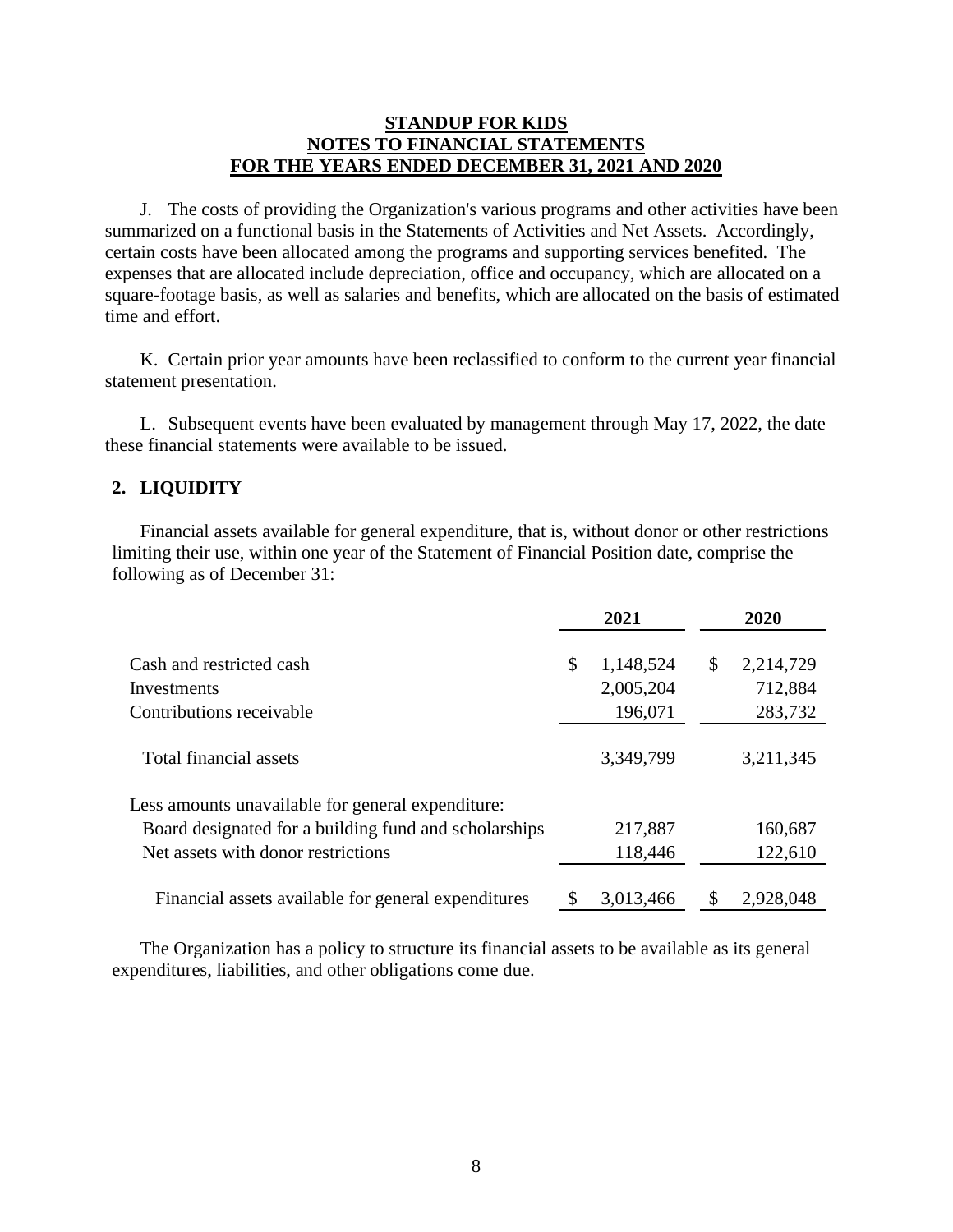**STANDUP FOR KIDS**
**NOTES TO FINANCIAL STATEMENTS**
**FOR THE YEARS ENDED DECEMBER 31, 2021 AND 2020**

J. The costs of providing the Organization's various programs and other activities have been summarized on a functional basis in the Statements of Activities and Net Assets. Accordingly, certain costs have been allocated among the programs and supporting services benefited. The expenses that are allocated include depreciation, office and occupancy, which are allocated on a square-footage basis, as well as salaries and benefits, which are allocated on the basis of estimated time and effort.

K. Certain prior year amounts have been reclassified to conform to the current year financial statement presentation.

L. Subsequent events have been evaluated by management through May 17, 2022, the date these financial statements were available to be issued.

## 2. LIQUIDITY

Financial assets available for general expenditure, that is, without donor or other restrictions limiting their use, within one year of the Statement of Financial Position date, comprise the following as of December 31:

| | 2021 | 2020 |
|---|---|---|
| Cash and restricted cash | $ 1,148,524 | $ 2,214,729 |
| Investments | 2,005,204 | 712,884 |
| Contributions receivable | 196,071 | 283,732 |
| Total financial assets | 3,349,799 | 3,211,345 |
| Less amounts unavailable for general expenditure: | | |
| Board designated for a building fund and scholarships | 217,887 | 160,687 |
| Net assets with donor restrictions | 118,446 | 122,610 |
| Financial assets available for general expenditures | $ 3,013,466 | $ 2,928,048 |

The Organization has a policy to structure its financial assets to be available as its general expenditures, liabilities, and other obligations come due.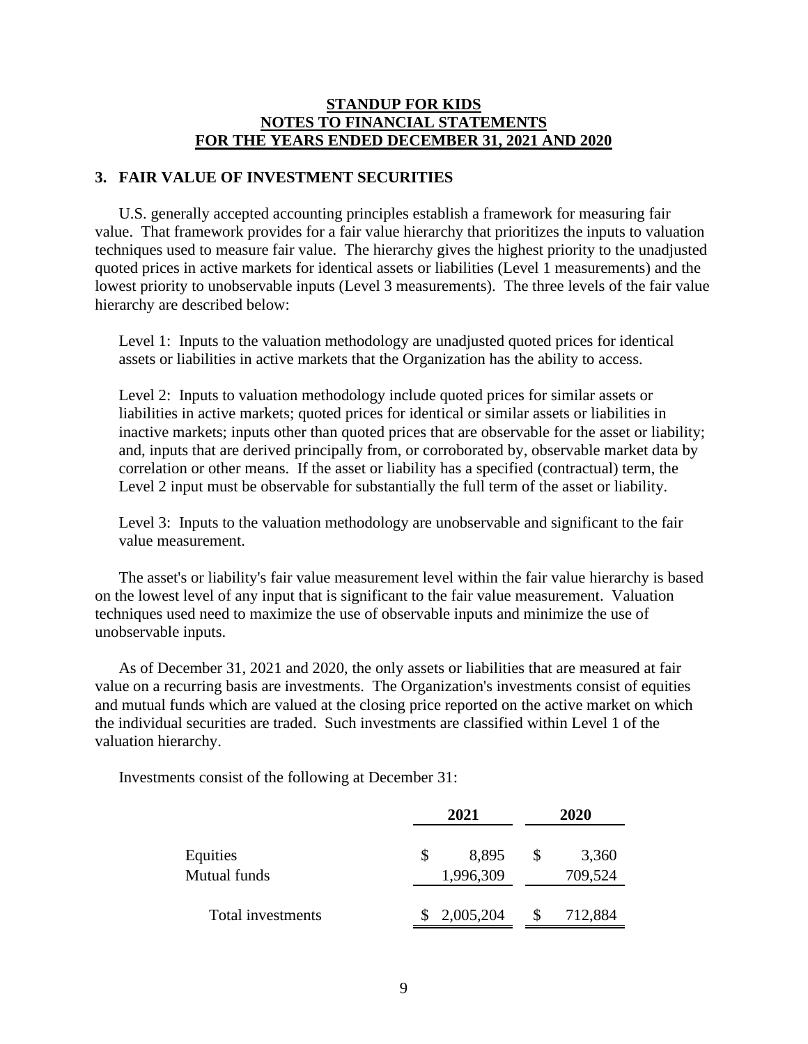**STANDUP FOR KIDS**
**NOTES TO FINANCIAL STATEMENTS**
**FOR THE YEARS ENDED DECEMBER 31, 2021 AND 2020**

## 3. FAIR VALUE OF INVESTMENT SECURITIES

U.S. generally accepted accounting principles establish a framework for measuring fair value. That framework provides for a fair value hierarchy that prioritizes the inputs to valuation techniques used to measure fair value. The hierarchy gives the highest priority to the unadjusted quoted prices in active markets for identical assets or liabilities (Level 1 measurements) and the lowest priority to unobservable inputs (Level 3 measurements). The three levels of the fair value hierarchy are described below:

Level 1: Inputs to the valuation methodology are unadjusted quoted prices for identical assets or liabilities in active markets that the Organization has the ability to access.

Level 2: Inputs to valuation methodology include quoted prices for similar assets or liabilities in active markets; quoted prices for identical or similar assets or liabilities in inactive markets; inputs other than quoted prices that are observable for the asset or liability; and, inputs that are derived principally from, or corroborated by, observable market data by correlation or other means. If the asset or liability has a specified (contractual) term, the Level 2 input must be observable for substantially the full term of the asset or liability.

Level 3: Inputs to the valuation methodology are unobservable and significant to the fair value measurement.

The asset's or liability's fair value measurement level within the fair value hierarchy is based on the lowest level of any input that is significant to the fair value measurement. Valuation techniques used need to maximize the use of observable inputs and minimize the use of unobservable inputs.

As of December 31, 2021 and 2020, the only assets or liabilities that are measured at fair value on a recurring basis are investments. The Organization's investments consist of equities and mutual funds which are valued at the closing price reported on the active market on which the individual securities are traded. Such investments are classified within Level 1 of the valuation hierarchy.

Investments consist of the following at December 31:

| | 2021 | 2020 |
|---|---|---|
| Equities | $ 8,895 | $ 3,360 |
| Mutual funds | 1,996,309 | 709,524 |
| Total investments | $ 2,005,204 | $ 712,884 |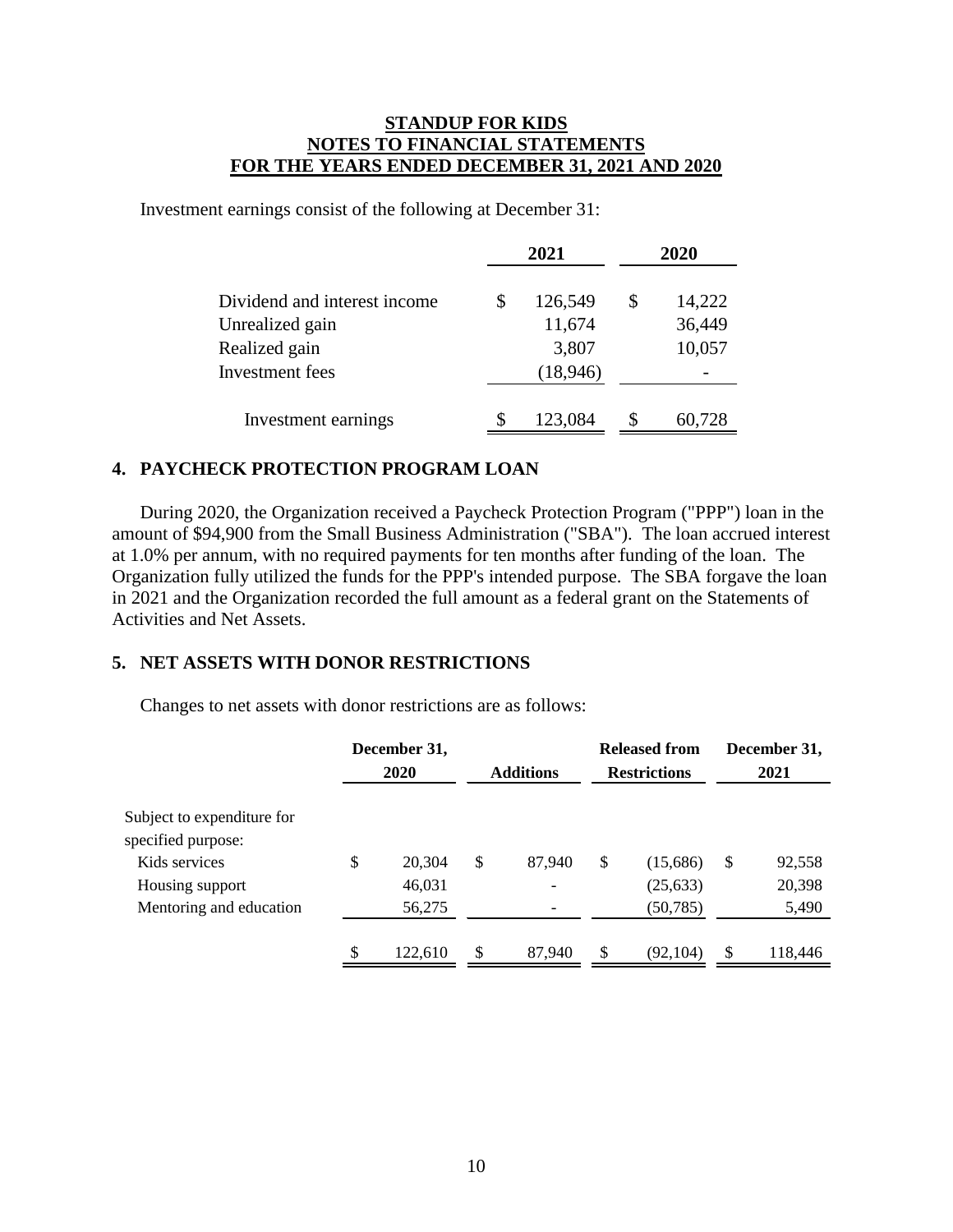**STANDUP FOR KIDS**
**NOTES TO FINANCIAL STATEMENTS**
**FOR THE YEARS ENDED DECEMBER 31, 2021 AND 2020**

Investment earnings consist of the following at December 31:

| | 2021 | 2020 |
|---|---|---|
| Dividend and interest income | $ 126,549 | $ 14,222 |
| Unrealized gain | 11,674 | 36,449 |
| Realized gain | 3,807 | 10,057 |
| Investment fees | (18,946) | - |
| Investment earnings | $ 123,084 | $ 60,728 |

## 4. PAYCHECK PROTECTION PROGRAM LOAN

During 2020, the Organization received a Paycheck Protection Program ("PPP") loan in the amount of $94,900 from the Small Business Administration ("SBA"). The loan accrued interest at 1.0% per annum, with no required payments for ten months after funding of the loan. The Organization fully utilized the funds for the PPP's intended purpose. The SBA forgave the loan in 2021 and the Organization recorded the full amount as a federal grant on the Statements of Activities and Net Assets.

## 5. NET ASSETS WITH DONOR RESTRICTIONS

Changes to net assets with donor restrictions are as follows:

| | December 31, 2020 | Additions | Released from Restrictions | December 31, 2021 |
|---|---|---|---|---|
| Subject to expenditure for specified purpose: | | | | |
| Kids services | $ 20,304 | $ 87,940 | $ (15,686) | $ 92,558 |
| Housing support | 46,031 | - | (25,633) | 20,398 |
| Mentoring and education | 56,275 | - | (50,785) | 5,490 |
| | $ 122,610 | $ 87,940 | $ (92,104) | $ 118,446 |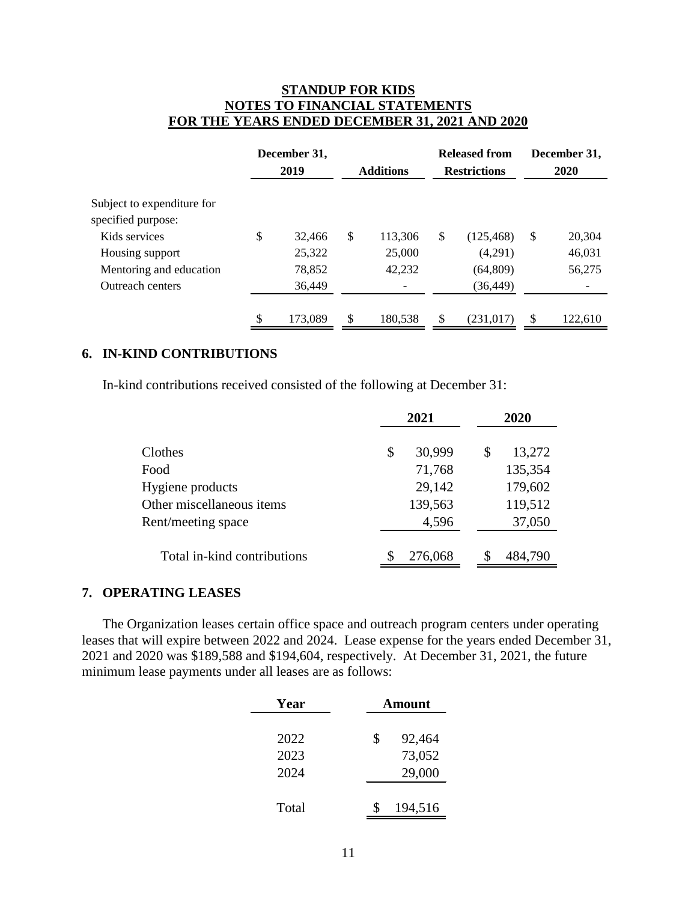# STANDUP FOR KIDS
# NOTES TO FINANCIAL STATEMENTS
# FOR THE YEARS ENDED DECEMBER 31, 2021 AND 2020

| | December 31, 2019 | Additions | Released from Restrictions | December 31, 2020 |
|---|---|---|---|---|
| Subject to expenditure for specified purpose: | | | | |
| Kids services | $ 32,466 | $ 113,306 | $ (125,468) | $ 20,304 |
| Housing support | 25,322 | 25,000 | (4,291) | 46,031 |
| Mentoring and education | 78,852 | 42,232 | (64,809) | 56,275 |
| Outreach centers | 36,449 | - | (36,449) | - |
| | $ 173,089 | $ 180,538 | $ (231,017) | $ 122,610 |

## 6. IN-KIND CONTRIBUTIONS

In-kind contributions received consisted of the following at December 31:

| | 2021 | 2020 |
|---|---|---|
| Clothes | $ 30,999 | $ 13,272 |
| Food | 71,768 | 135,354 |
| Hygiene products | 29,142 | 179,602 |
| Other miscellaneous items | 139,563 | 119,512 |
| Rent/meeting space | 4,596 | 37,050 |
| Total in-kind contributions | $ 276,068 | $ 484,790 |

## 7. OPERATING LEASES

The Organization leases certain office space and outreach program centers under operating leases that will expire between 2022 and 2024. Lease expense for the years ended December 31, 2021 and 2020 was $189,588 and $194,604, respectively. At December 31, 2021, the future minimum lease payments under all leases are as follows:

| Year | Amount |
|---|---|
| 2022 | $ 92,464 |
| 2023 | 73,052 |
| 2024 | 29,000 |
| Total | $ 194,516 |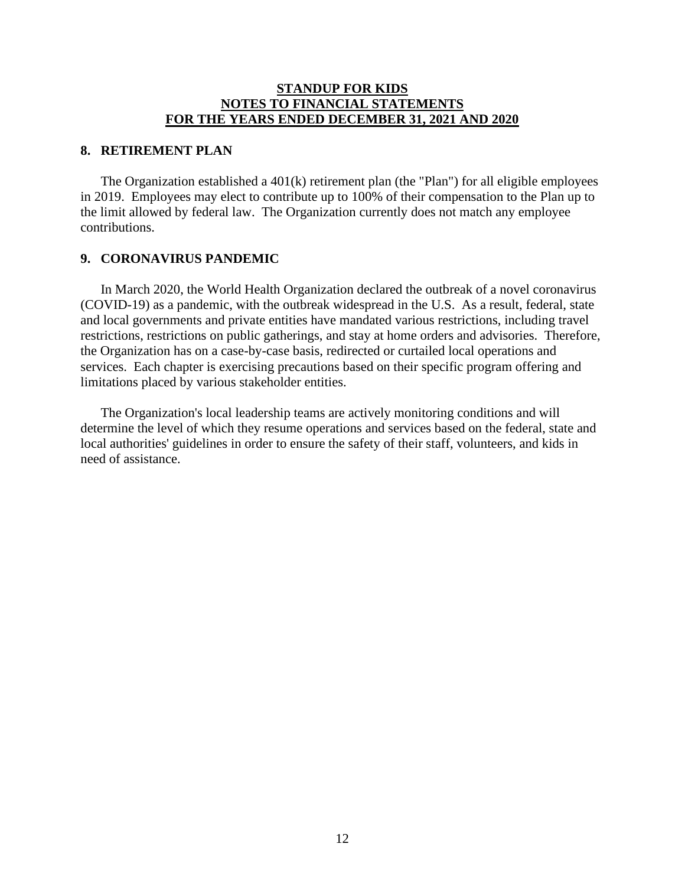**STANDUP FOR KIDS**
**NOTES TO FINANCIAL STATEMENTS**
**FOR THE YEARS ENDED DECEMBER 31, 2021 AND 2020**

## 8. RETIREMENT PLAN

The Organization established a 401(k) retirement plan (the "Plan") for all eligible employees in 2019. Employees may elect to contribute up to 100% of their compensation to the Plan up to the limit allowed by federal law. The Organization currently does not match any employee contributions.

## 9. CORONAVIRUS PANDEMIC

In March 2020, the World Health Organization declared the outbreak of a novel coronavirus (COVID-19) as a pandemic, with the outbreak widespread in the U.S. As a result, federal, state and local governments and private entities have mandated various restrictions, including travel restrictions, restrictions on public gatherings, and stay at home orders and advisories. Therefore, the Organization has on a case-by-case basis, redirected or curtailed local operations and services. Each chapter is exercising precautions based on their specific program offering and limitations placed by various stakeholder entities.

The Organization's local leadership teams are actively monitoring conditions and will determine the level of which they resume operations and services based on the federal, state and local authorities' guidelines in order to ensure the safety of their staff, volunteers, and kids in need of assistance.